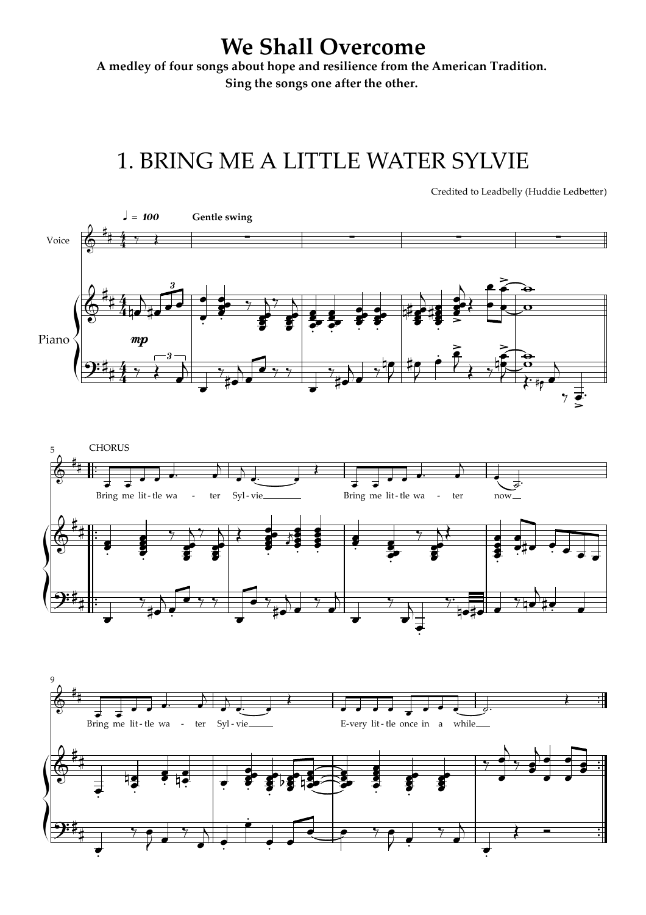# We Shall Overcome

**A medley of four songs about hope and resilience from the American Tradition.**
**Sing the songs one after the other.**

## 1. BRING ME A LITTLE WATER SYLVIE

Credited to Leadbelly (Huddie Ledbetter)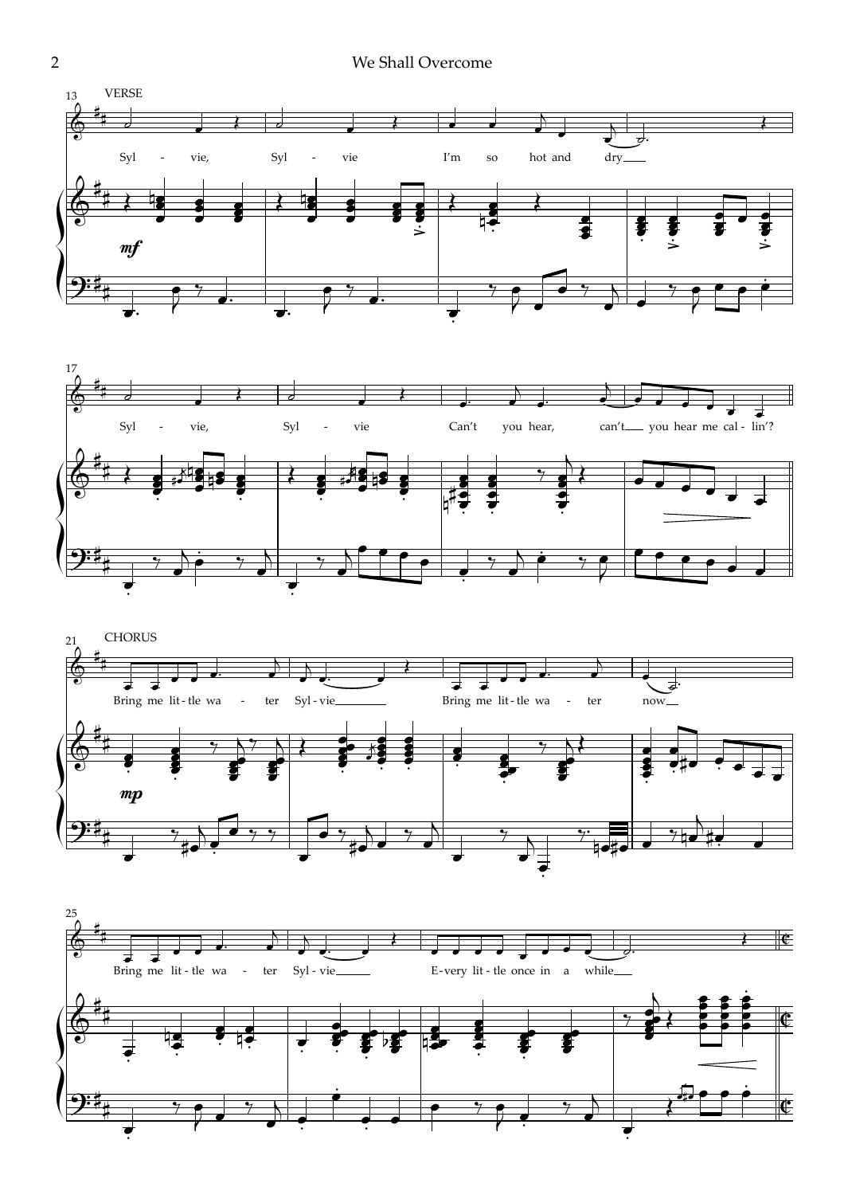VERSE

Sylvie, Sylvie I'm so hot and dry

Sylvie, Sylvie Can't you hear, can't you hear me callin'?

CHORUS

Bring me little water Sylvie Bring me little water now

Bring me little water Sylvie E-very little once in a while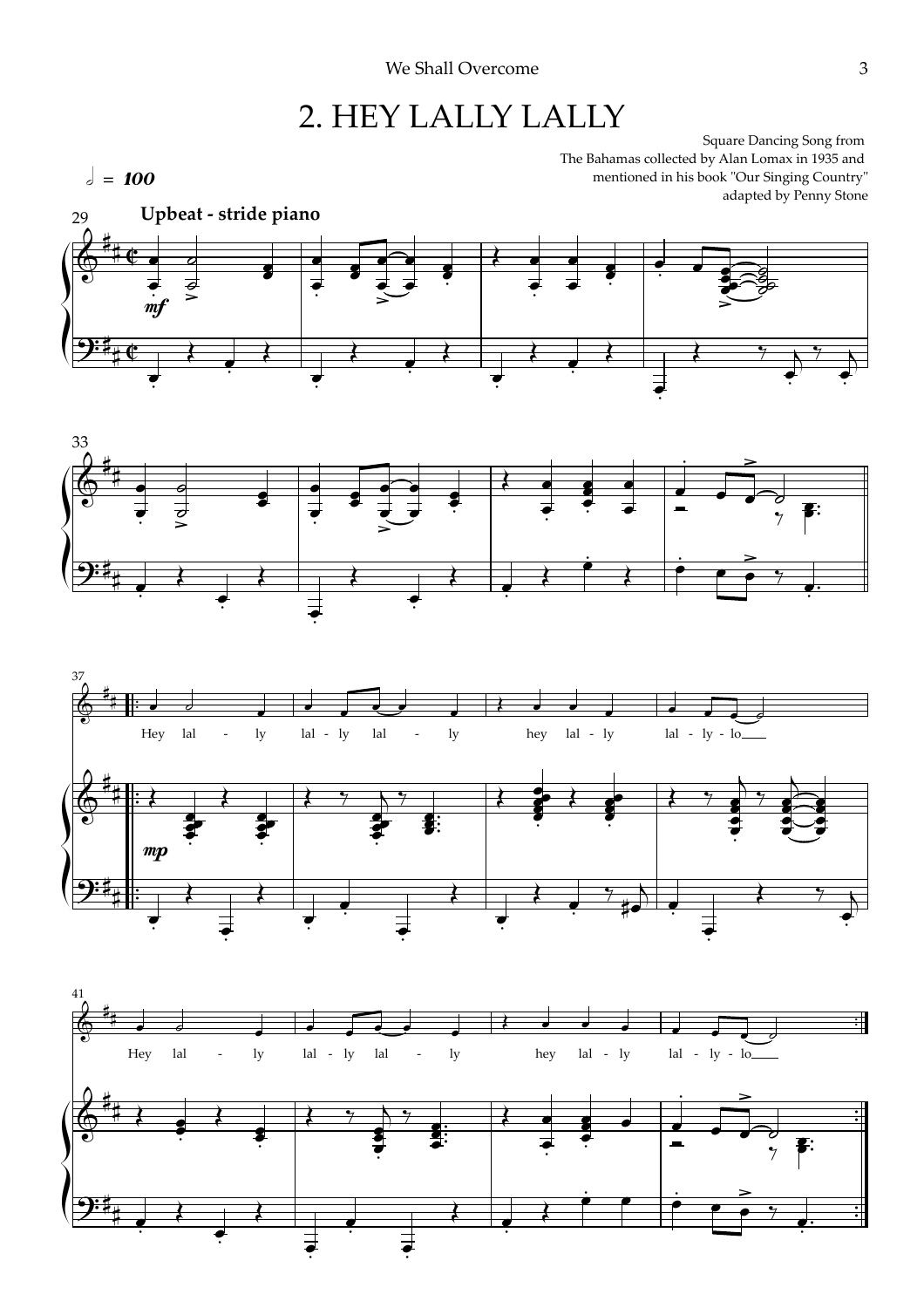# 2. HEY LALLY LALLY

Square Dancing Song from
The Bahamas collected by Alan Lomax in 1935 and
mentioned in his book "Our Singing Country"
adapted by Penny Stone

𝅗𝅥 = 100

**Upbeat - stride piano**

Hey lal - ly lal - ly lal - ly hey lal - ly lal - ly - lo

Hey lal - ly lal - ly lal - ly hey lal - ly lal - ly - lo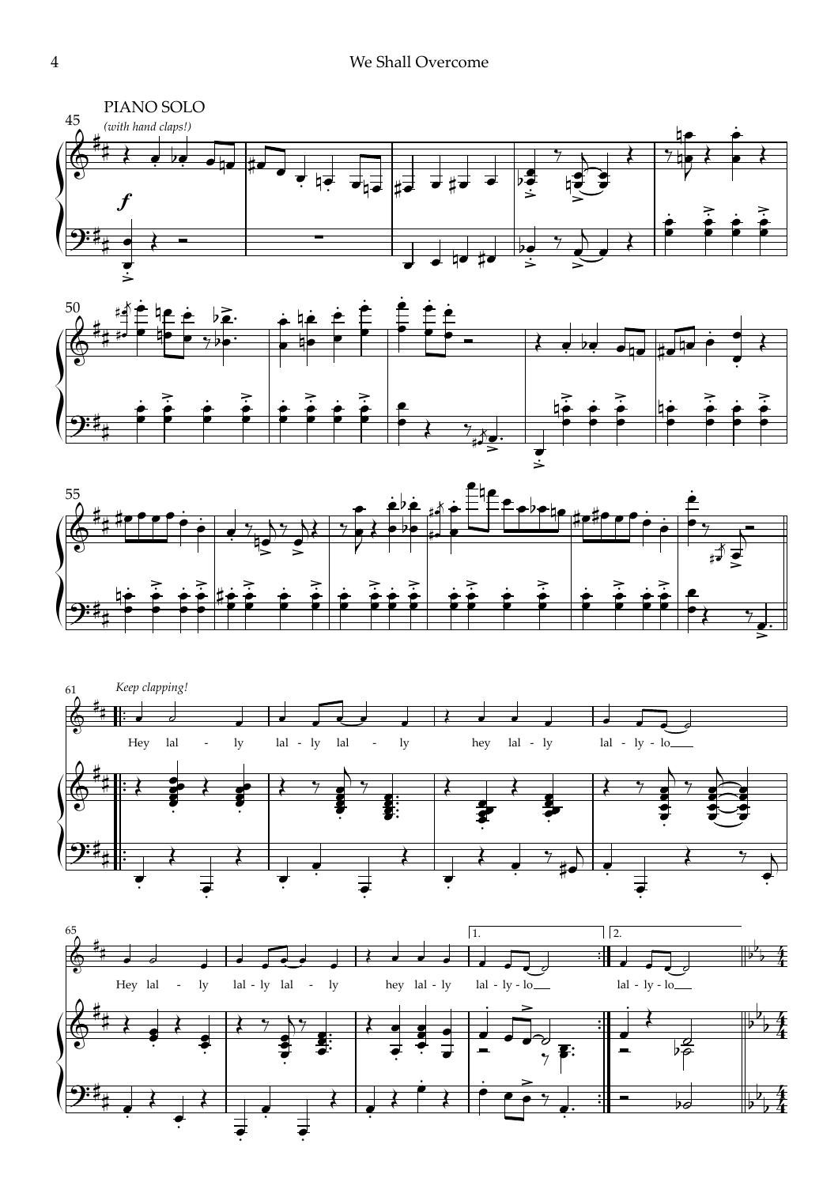PIANO SOLO

*(with hand claps!)*

*Keep clapping!*

Hey lal - ly lal - ly lal - ly hey lal - ly lal - ly - lo

Hey lal - ly lal - ly lal - ly hey lal - ly lal - ly - lo lal - ly - lo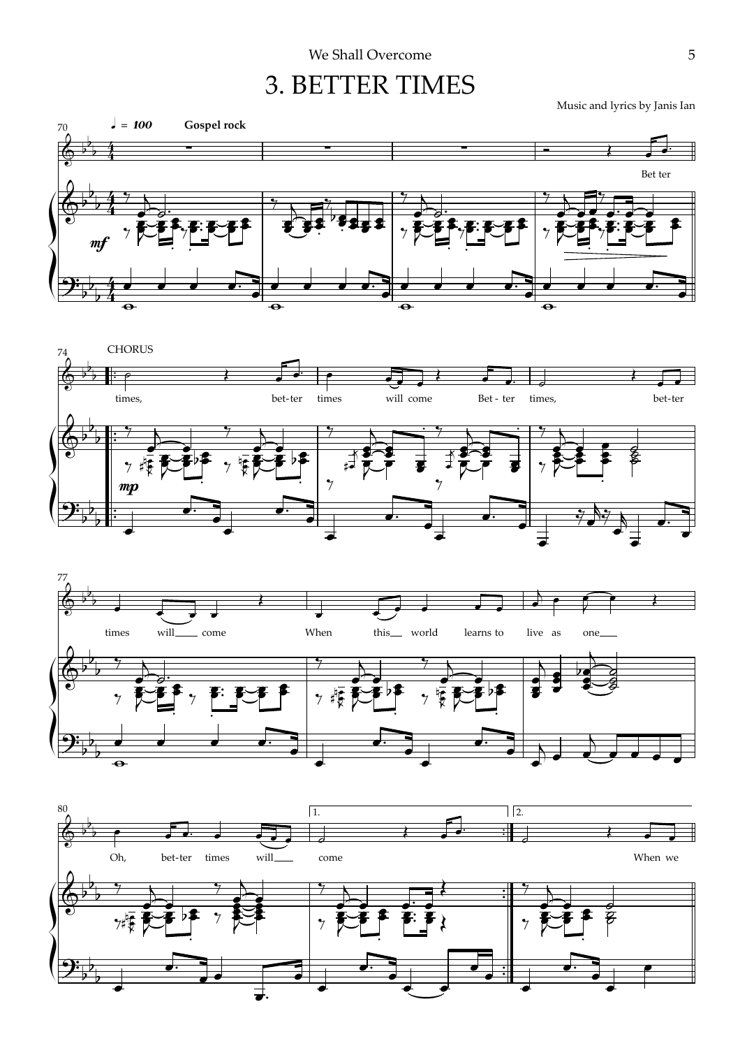# 3. BETTER TIMES

Music and lyrics by Janis Ian

♩ = 100 **Gospel rock**

CHORUS

Bet ter times, bet-ter times will come Bet - ter times, bet-ter times will come When this world learns to live as one Oh, bet-ter times will come

1. come

2. When we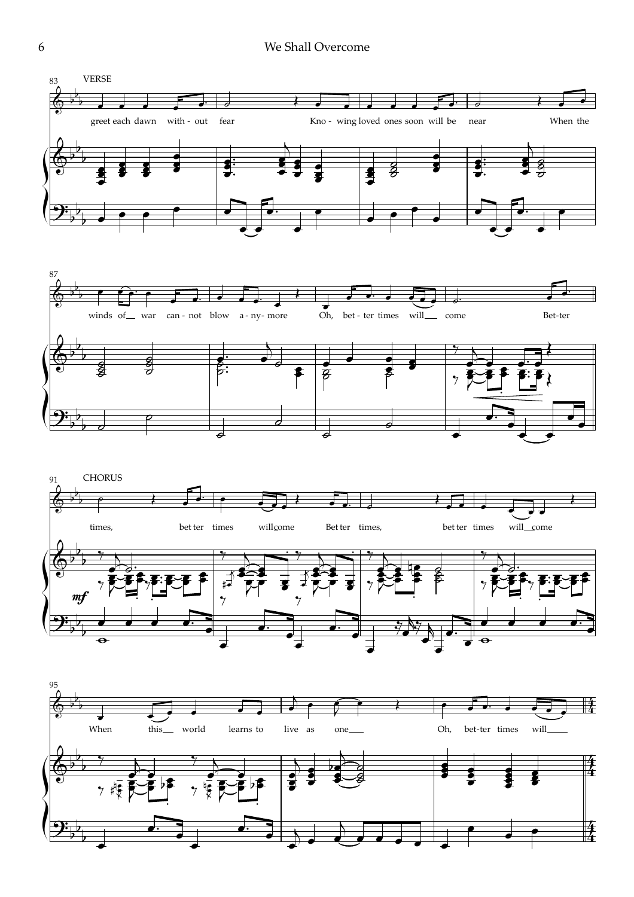**VERSE**

greet each dawn with - out fear Kno - wing loved ones soon will be near When the

winds of war can - not blow a - ny - more Oh, bet - ter times will come Bet-ter

**CHORUS**

times, bet ter times will come Bet ter times, bet ter times will come

When this world learns to live as one Oh, bet-ter times will

*mf*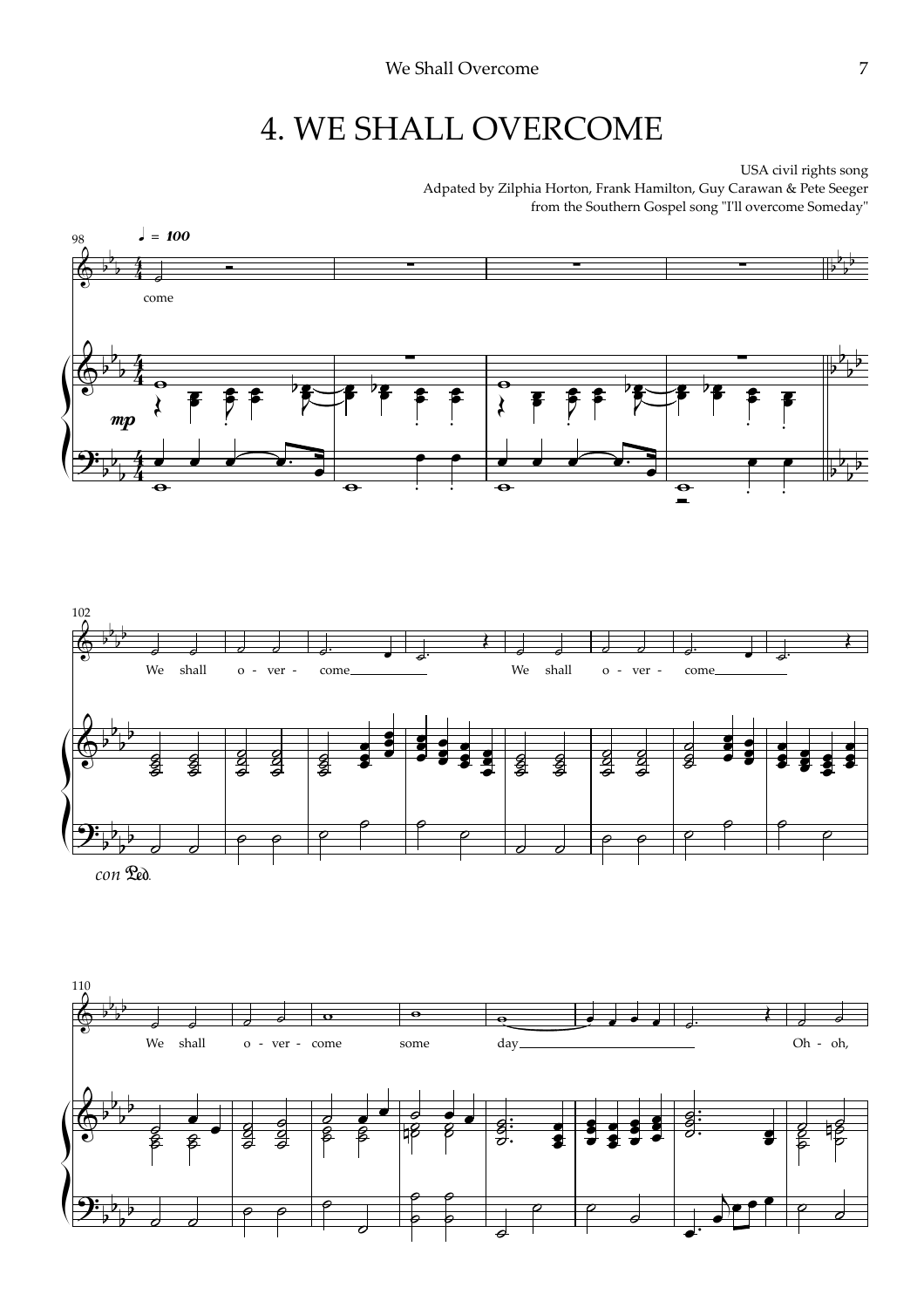# 4. WE SHALL OVERCOME

USA civil rights song
Adpated by Zilphia Horton, Frank Hamilton, Guy Carawan & Pete Seeger
from the Southern Gospel song "I'll overcome Someday"

♩ = 100

come

*mp*

We shall o - ver - come ___ We shall o - ver - come ___

*con* Ped.

We shall o - ver - come some day ___ Oh - oh,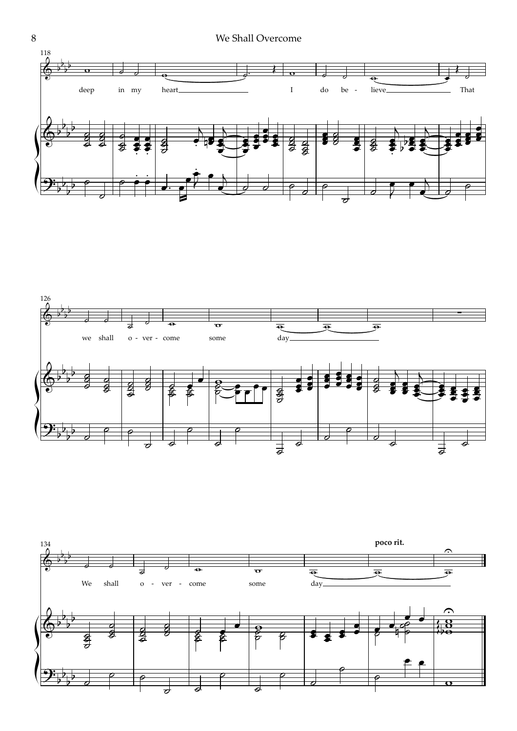deep in my heart I do be - lieve That

we shall o - ver - come some day

**poco rit.**

We shall o - ver - come some day